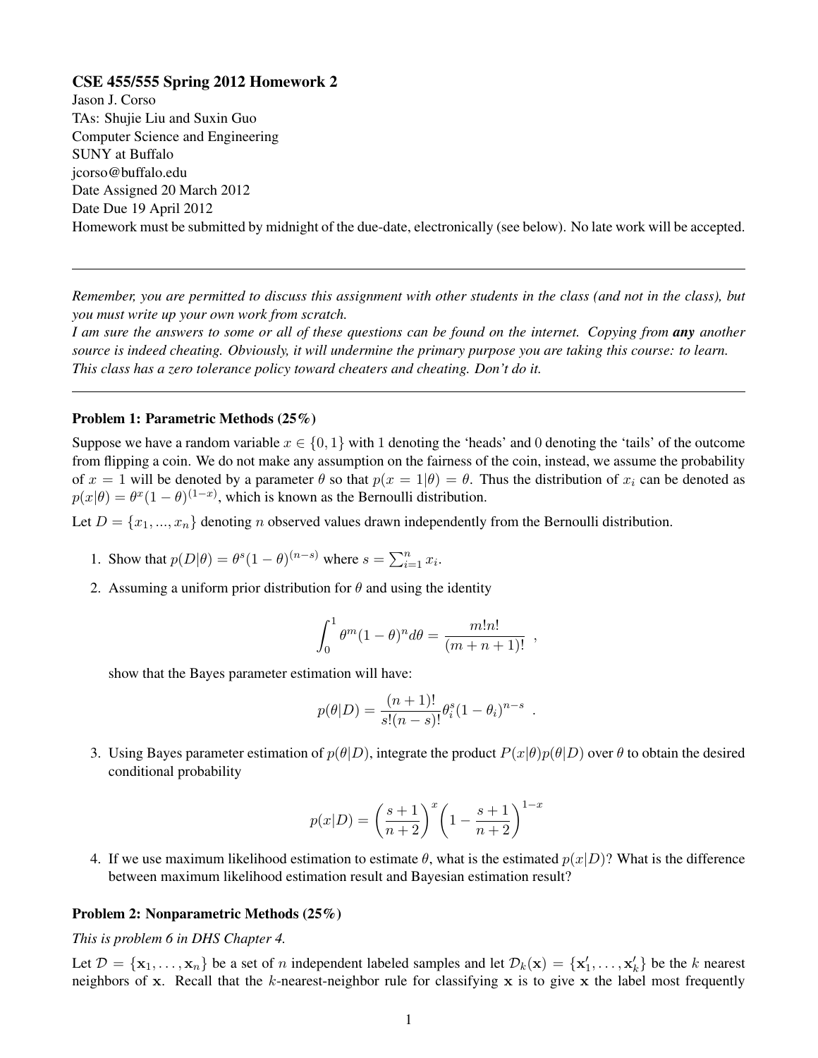# CSE 455/555 Spring 2012 Homework 2

Jason J. Corso
TAs: Shujie Liu and Suxin Guo
Computer Science and Engineering
SUNY at Buffalo
jcorso@buffalo.edu
Date Assigned 20 March 2012
Date Due 19 April 2012
Homework must be submitted by midnight of the due-date, electronically (see below). No late work will be accepted.

---

*Remember, you are permitted to discuss this assignment with other students in the class (and not in the class), but you must write up your own work from scratch.*
*I am sure the answers to some or all of these questions can be found on the internet. Copying from* ***any*** *another source is indeed cheating. Obviously, it will undermine the primary purpose you are taking this course: to learn. This class has a zero tolerance policy toward cheaters and cheating. Don't do it.*

---

**Problem 1: Parametric Methods (25%)**

Suppose we have a random variable $x \in \{0, 1\}$ with 1 denoting the 'heads' and 0 denoting the 'tails' of the outcome from flipping a coin. We do not make any assumption on the fairness of the coin, instead, we assume the probability of $x = 1$ will be denoted by a parameter $\theta$ so that $p(x = 1|\theta) = \theta$. Thus the distribution of $x_i$ can be denoted as $p(x|\theta) = \theta^x(1-\theta)^{(1-x)}$, which is known as the Bernoulli distribution.

Let $D = \{x_1, ..., x_n\}$ denoting $n$ observed values drawn independently from the Bernoulli distribution.

1. Show that $p(D|\theta) = \theta^s(1-\theta)^{(n-s)}$ where $s = \sum_{i=1}^n x_i$.
2. Assuming a uniform prior distribution for $\theta$ and using the identity

$$\int_0^1 \theta^m(1-\theta)^n d\theta = \frac{m!n!}{(m+n+1)!} \ ,$$

   show that the Bayes parameter estimation will have:

$$p(\theta|D) = \frac{(n+1)!}{s!(n-s)!}\theta_i^s(1-\theta_i)^{n-s} \ .$$

3. Using Bayes parameter estimation of $p(\theta|D)$, integrate the product $P(x|\theta)p(\theta|D)$ over $\theta$ to obtain the desired conditional probability

$$p(x|D) = \left(\frac{s+1}{n+2}\right)^x \left(1 - \frac{s+1}{n+2}\right)^{1-x}$$

4. If we use maximum likelihood estimation to estimate $\theta$, what is the estimated $p(x|D)$? What is the difference between maximum likelihood estimation result and Bayesian estimation result?

**Problem 2: Nonparametric Methods (25%)**

*This is problem 6 in DHS Chapter 4.*

Let $\mathcal{D} = \{\mathbf{x}_1, \ldots, \mathbf{x}_n\}$ be a set of $n$ independent labeled samples and let $\mathcal{D}_k(\mathbf{x}) = \{\mathbf{x}'_1, \ldots, \mathbf{x}'_k\}$ be the $k$ nearest neighbors of $\mathbf{x}$. Recall that the $k$-nearest-neighbor rule for classifying $\mathbf{x}$ is to give $\mathbf{x}$ the label most frequently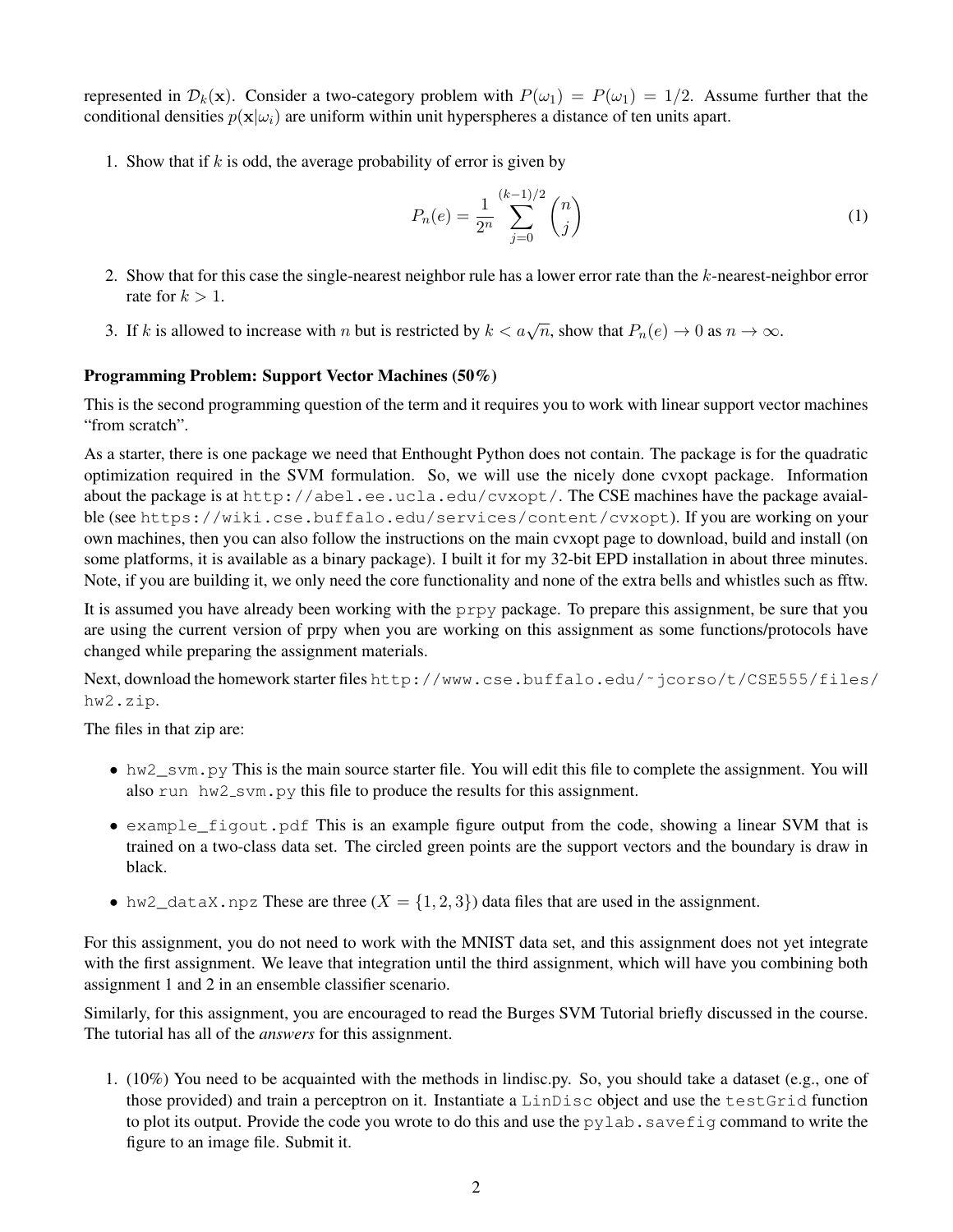represented in $\mathcal{D}_k(\mathbf{x})$. Consider a two-category problem with $P(\omega_1) = P(\omega_1) = 1/2$. Assume further that the conditional densities $p(\mathbf{x}|\omega_i)$ are uniform within unit hyperspheres a distance of ten units apart.

1. Show that if $k$ is odd, the average probability of error is given by

$$P_n(e) = \frac{1}{2^n} \sum_{j=0}^{(k-1)/2} \binom{n}{j} \tag{1}$$

2. Show that for this case the single-nearest neighbor rule has a lower error rate than the $k$-nearest-neighbor error rate for $k > 1$.

3. If $k$ is allowed to increase with $n$ but is restricted by $k < a\sqrt{n}$, show that $P_n(e) \to 0$ as $n \to \infty$.

**Programming Problem: Support Vector Machines (50%)**

This is the second programming question of the term and it requires you to work with linear support vector machines "from scratch".

As a starter, there is one package we need that Enthought Python does not contain. The package is for the quadratic optimization required in the SVM formulation. So, we will use the nicely done cvxopt package. Information about the package is at `http://abel.ee.ucla.edu/cvxopt/`. The CSE machines have the package available (see `https://wiki.cse.buffalo.edu/services/content/cvxopt`). If you are working on your own machines, then you can also follow the instructions on the main cvxopt page to download, build and install (on some platforms, it is available as a binary package). I built it for my 32-bit EPD installation in about three minutes. Note, if you are building it, we only need the core functionality and none of the extra bells and whistles such as fftw.

It is assumed you have already been working with the `prpy` package. To prepare this assignment, be sure that you are using the current version of prpy when you are working on this assignment as some functions/protocols have changed while preparing the assignment materials.

Next, download the homework starter files `http://www.cse.buffalo.edu/~jcorso/t/CSE555/files/hw2.zip`.

The files in that zip are:

- `hw2_svm.py` This is the main source starter file. You will edit this file to complete the assignment. You will also `run hw2_svm.py` this file to produce the results for this assignment.
- `example_figout.pdf` This is an example figure output from the code, showing a linear SVM that is trained on a two-class data set. The circled green points are the support vectors and the boundary is draw in black.
- `hw2_dataX.npz` These are three ($X = \{1, 2, 3\}$) data files that are used in the assignment.

For this assignment, you do not need to work with the MNIST data set, and this assignment does not yet integrate with the first assignment. We leave that integration until the third assignment, which will have you combining both assignment 1 and 2 in an ensemble classifier scenario.

Similarly, for this assignment, you are encouraged to read the Burges SVM Tutorial briefly discussed in the course. The tutorial has all of the *answers* for this assignment.

1. (10%) You need to be acquainted with the methods in lindisc.py. So, you should take a dataset (e.g., one of those provided) and train a perceptron on it. Instantiate a `LinDisc` object and use the `testGrid` function to plot its output. Provide the code you wrote to do this and use the `pylab.savefig` command to write the figure to an image file. Submit it.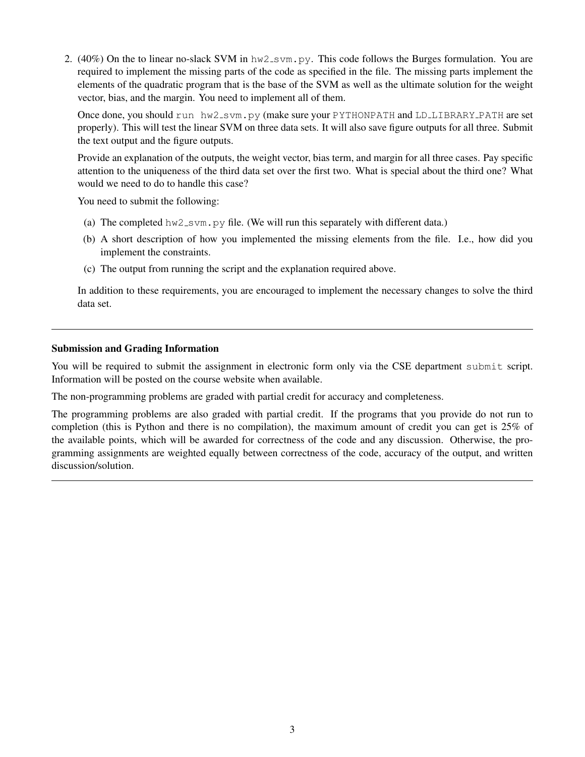2. (40%) On the to linear no-slack SVM in hw2_svm.py. This code follows the Burges formulation. You are required to implement the missing parts of the code as specified in the file. The missing parts implement the elements of the quadratic program that is the base of the SVM as well as the ultimate solution for the weight vector, bias, and the margin. You need to implement all of them.

   Once done, you should run hw2_svm.py (make sure your PYTHONPATH and LD_LIBRARY_PATH are set properly). This will test the linear SVM on three data sets. It will also save figure outputs for all three. Submit the text output and the figure outputs.

   Provide an explanation of the outputs, the weight vector, bias term, and margin for all three cases. Pay specific attention to the uniqueness of the third data set over the first two. What is special about the third one? What would we need to do to handle this case?

   You need to submit the following:

   (a) The completed hw2_svm.py file. (We will run this separately with different data.)

   (b) A short description of how you implemented the missing elements from the file. I.e., how did you implement the constraints.

   (c) The output from running the script and the explanation required above.

   In addition to these requirements, you are encouraged to implement the necessary changes to solve the third data set.

---

**Submission and Grading Information**

You will be required to submit the assignment in electronic form only via the CSE department submit script. Information will be posted on the course website when available.

The non-programming problems are graded with partial credit for accuracy and completeness.

The programming problems are also graded with partial credit. If the programs that you provide do not run to completion (this is Python and there is no compilation), the maximum amount of credit you can get is 25% of the available points, which will be awarded for correctness of the code and any discussion. Otherwise, the programming assignments are weighted equally between correctness of the code, accuracy of the output, and written discussion/solution.

---